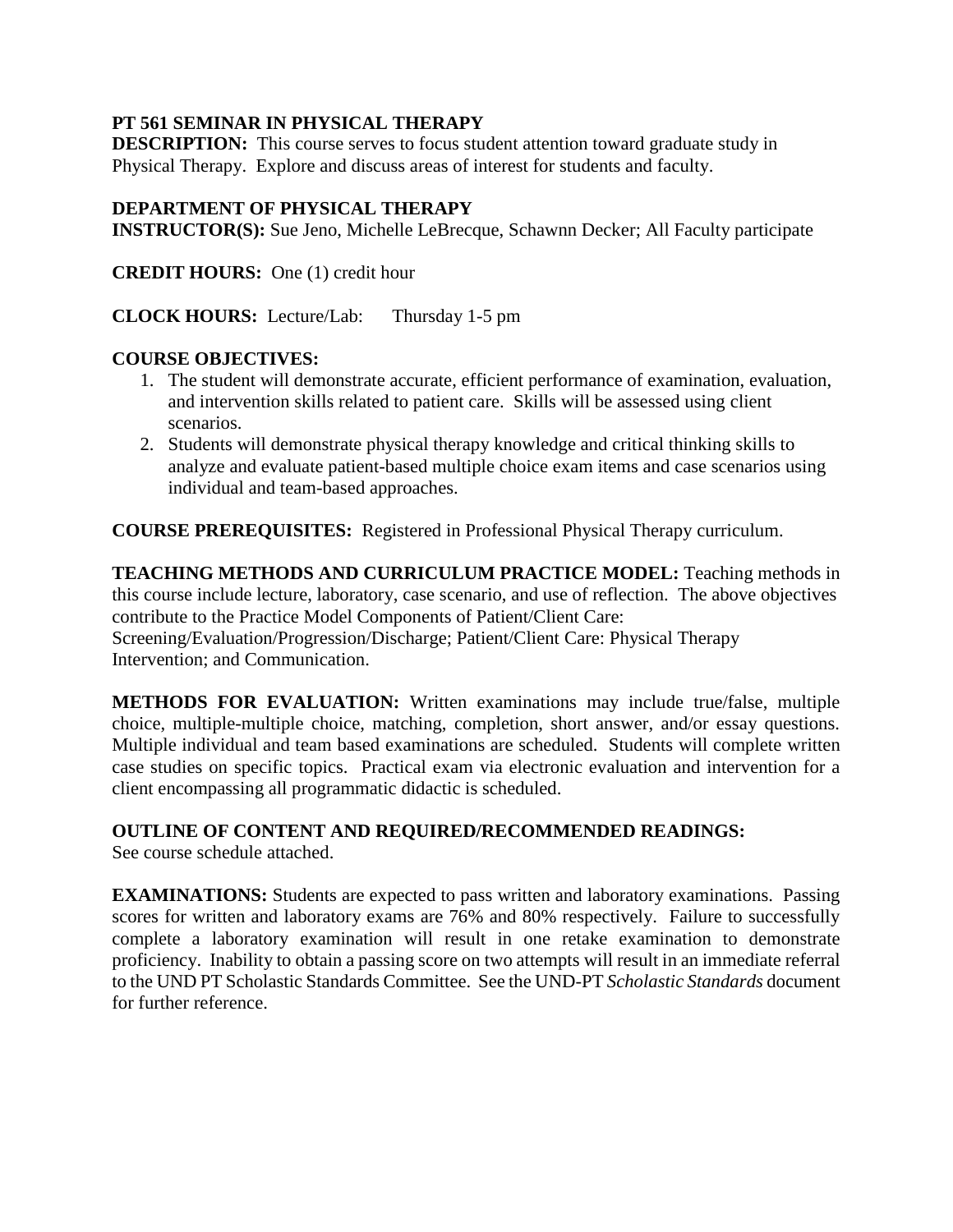**PT 561 SEMINAR IN PHYSICAL THERAPY**
**DESCRIPTION:** This course serves to focus student attention toward graduate study in Physical Therapy. Explore and discuss areas of interest for students and faculty.

**DEPARTMENT OF PHYSICAL THERAPY**
**INSTRUCTOR(S):** Sue Jeno, Michelle LeBrecque, Schawnn Decker; All Faculty participate

**CREDIT HOURS:** One (1) credit hour

**CLOCK HOURS:** Lecture/Lab: Thursday 1-5 pm

**COURSE OBJECTIVES:**

1. The student will demonstrate accurate, efficient performance of examination, evaluation, and intervention skills related to patient care. Skills will be assessed using client scenarios.
2. Students will demonstrate physical therapy knowledge and critical thinking skills to analyze and evaluate patient-based multiple choice exam items and case scenarios using individual and team-based approaches.

**COURSE PREREQUISITES:** Registered in Professional Physical Therapy curriculum.

**TEACHING METHODS AND CURRICULUM PRACTICE MODEL:** Teaching methods in this course include lecture, laboratory, case scenario, and use of reflection. The above objectives contribute to the Practice Model Components of Patient/Client Care: Screening/Evaluation/Progression/Discharge; Patient/Client Care: Physical Therapy Intervention; and Communication.

**METHODS FOR EVALUATION:** Written examinations may include true/false, multiple choice, multiple-multiple choice, matching, completion, short answer, and/or essay questions. Multiple individual and team based examinations are scheduled. Students will complete written case studies on specific topics. Practical exam via electronic evaluation and intervention for a client encompassing all programmatic didactic is scheduled.

**OUTLINE OF CONTENT AND REQUIRED/RECOMMENDED READINGS:**
See course schedule attached.

**EXAMINATIONS:** Students are expected to pass written and laboratory examinations. Passing scores for written and laboratory exams are 76% and 80% respectively. Failure to successfully complete a laboratory examination will result in one retake examination to demonstrate proficiency. Inability to obtain a passing score on two attempts will result in an immediate referral to the UND PT Scholastic Standards Committee. See the UND-PT *Scholastic Standards* document for further reference.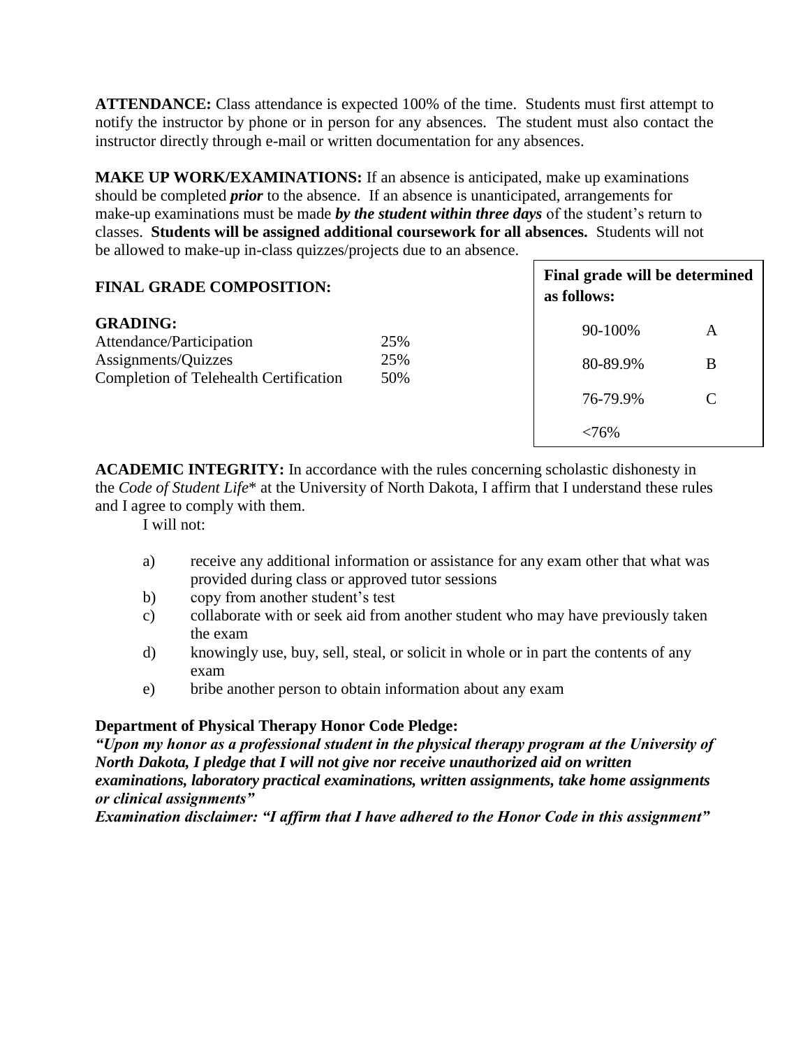**ATTENDANCE:** Class attendance is expected 100% of the time. Students must first attempt to notify the instructor by phone or in person for any absences. The student must also contact the instructor directly through e-mail or written documentation for any absences.

**MAKE UP WORK/EXAMINATIONS:** If an absence is anticipated, make up examinations should be completed ***prior*** to the absence. If an absence is unanticipated, arrangements for make-up examinations must be made ***by the student within three days*** of the student's return to classes. **Students will be assigned additional coursework for all absences.** Students will not be allowed to make-up in-class quizzes/projects due to an absence.

**FINAL GRADE COMPOSITION:**

**GRADING:**

| | |
|---|---|
| Attendance/Participation | 25% |
| Assignments/Quizzes | 25% |
| Completion of Telehealth Certification | 50% |

**Final grade will be determined as follows:**

| | |
|---|---|
| 90-100% | A |
| 80-89.9% | B |
| 76-79.9% | C |
| <76% | |

**ACADEMIC INTEGRITY:** In accordance with the rules concerning scholastic dishonesty in the *Code of Student Life*\* at the University of North Dakota, I affirm that I understand these rules and I agree to comply with them.

I will not:

a) receive any additional information or assistance for any exam other that what was provided during class or approved tutor sessions
b) copy from another student's test
c) collaborate with or seek aid from another student who may have previously taken the exam
d) knowingly use, buy, sell, steal, or solicit in whole or in part the contents of any exam
e) bribe another person to obtain information about any exam

**Department of Physical Therapy Honor Code Pledge:**

***"Upon my honor as a professional student in the physical therapy program at the University of North Dakota, I pledge that I will not give nor receive unauthorized aid on written examinations, laboratory practical examinations, written assignments, take home assignments or clinical assignments"***

***Examination disclaimer: "I affirm that I have adhered to the Honor Code in this assignment"***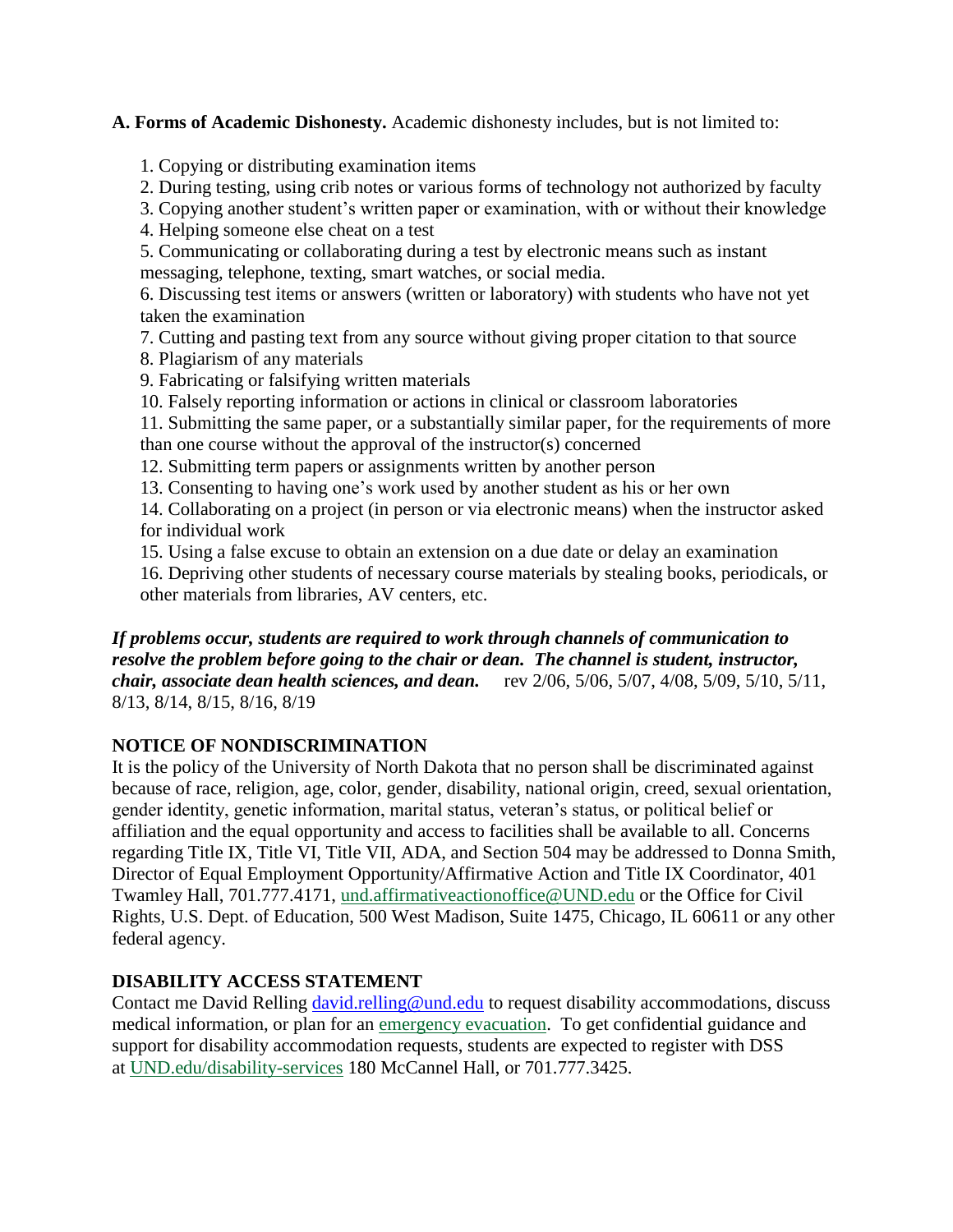**A. Forms of Academic Dishonesty.** Academic dishonesty includes, but is not limited to:

1. Copying or distributing examination items
2. During testing, using crib notes or various forms of technology not authorized by faculty
3. Copying another student's written paper or examination, with or without their knowledge
4. Helping someone else cheat on a test
5. Communicating or collaborating during a test by electronic means such as instant messaging, telephone, texting, smart watches, or social media.
6. Discussing test items or answers (written or laboratory) with students who have not yet taken the examination
7. Cutting and pasting text from any source without giving proper citation to that source
8. Plagiarism of any materials
9. Fabricating or falsifying written materials
10. Falsely reporting information or actions in clinical or classroom laboratories
11. Submitting the same paper, or a substantially similar paper, for the requirements of more than one course without the approval of the instructor(s) concerned
12. Submitting term papers or assignments written by another person
13. Consenting to having one's work used by another student as his or her own
14. Collaborating on a project (in person or via electronic means) when the instructor asked for individual work
15. Using a false excuse to obtain an extension on a due date or delay an examination
16. Depriving other students of necessary course materials by stealing books, periodicals, or other materials from libraries, AV centers, etc.

***If problems occur, students are required to work through channels of communication to resolve the problem before going to the chair or dean. The channel is student, instructor, chair, associate dean health sciences, and dean.*** rev 2/06, 5/06, 5/07, 4/08, 5/09, 5/10, 5/11, 8/13, 8/14, 8/15, 8/16, 8/19

## NOTICE OF NONDISCRIMINATION

It is the policy of the University of North Dakota that no person shall be discriminated against because of race, religion, age, color, gender, disability, national origin, creed, sexual orientation, gender identity, genetic information, marital status, veteran's status, or political belief or affiliation and the equal opportunity and access to facilities shall be available to all. Concerns regarding Title IX, Title VI, Title VII, ADA, and Section 504 may be addressed to Donna Smith, Director of Equal Employment Opportunity/Affirmative Action and Title IX Coordinator, 401 Twamley Hall, 701.777.4171, und.affirmativeactionoffice@UND.edu or the Office for Civil Rights, U.S. Dept. of Education, 500 West Madison, Suite 1475, Chicago, IL 60611 or any other federal agency.

## DISABILITY ACCESS STATEMENT

Contact me David Relling david.relling@und.edu to request disability accommodations, discuss medical information, or plan for an emergency evacuation. To get confidential guidance and support for disability accommodation requests, students are expected to register with DSS at UND.edu/disability-services 180 McCannel Hall, or 701.777.3425.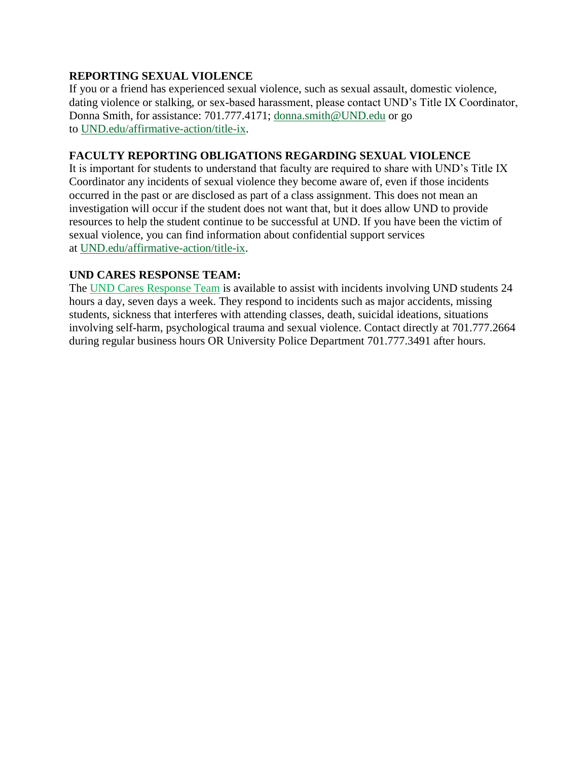**REPORTING SEXUAL VIOLENCE**
If you or a friend has experienced sexual violence, such as sexual assault, domestic violence, dating violence or stalking, or sex-based harassment, please contact UND's Title IX Coordinator, Donna Smith, for assistance: 701.777.4171; donna.smith@UND.edu or go to UND.edu/affirmative-action/title-ix.

**FACULTY REPORTING OBLIGATIONS REGARDING SEXUAL VIOLENCE**
It is important for students to understand that faculty are required to share with UND's Title IX Coordinator any incidents of sexual violence they become aware of, even if those incidents occurred in the past or are disclosed as part of a class assignment. This does not mean an investigation will occur if the student does not want that, but it does allow UND to provide resources to help the student continue to be successful at UND. If you have been the victim of sexual violence, you can find information about confidential support services at UND.edu/affirmative-action/title-ix.

**UND CARES RESPONSE TEAM:**
The UND Cares Response Team is available to assist with incidents involving UND students 24 hours a day, seven days a week. They respond to incidents such as major accidents, missing students, sickness that interferes with attending classes, death, suicidal ideations, situations involving self-harm, psychological trauma and sexual violence. Contact directly at 701.777.2664 during regular business hours OR University Police Department 701.777.3491 after hours.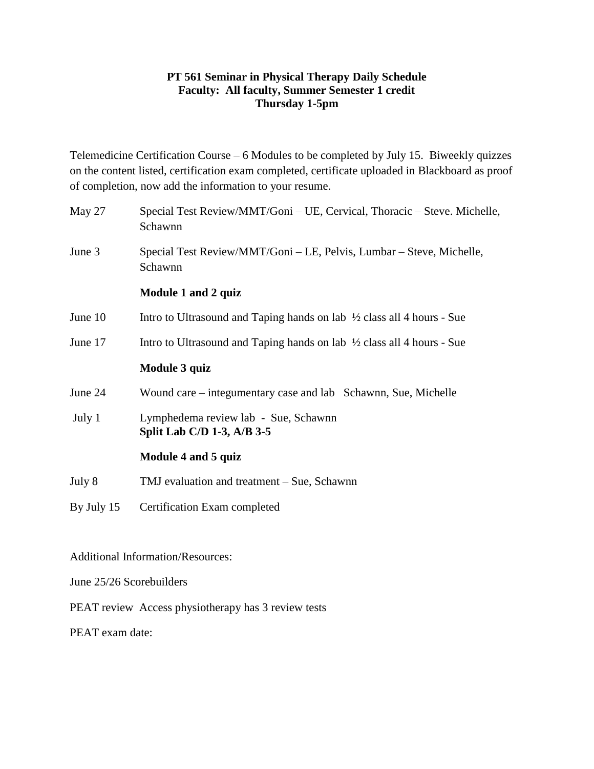**PT 561 Seminar in Physical Therapy Daily Schedule**
**Faculty: All faculty, Summer Semester 1 credit**
**Thursday 1-5pm**

Telemedicine Certification Course – 6 Modules to be completed by July 15. Biweekly quizzes on the content listed, certification exam completed, certificate uploaded in Blackboard as proof of completion, now add the information to your resume.

| | |
|---|---|
| May 27 | Special Test Review/MMT/Goni – UE, Cervical, Thoracic – Steve. Michelle, Schawnn |
| June 3 | Special Test Review/MMT/Goni – LE, Pelvis, Lumbar – Steve, Michelle, Schawnn |
| | **Module 1 and 2 quiz** |
| June 10 | Intro to Ultrasound and Taping hands on lab ½ class all 4 hours - Sue |
| June 17 | Intro to Ultrasound and Taping hands on lab ½ class all 4 hours - Sue |
| | **Module 3 quiz** |
| June 24 | Wound care – integumentary case and lab Schawnn, Sue, Michelle |
| July 1 | Lymphedema review lab - Sue, Schawnn **Split Lab C/D 1-3, A/B 3-5** |
| | **Module 4 and 5 quiz** |
| July 8 | TMJ evaluation and treatment – Sue, Schawnn |
| By July 15 | Certification Exam completed |

Additional Information/Resources:

June 25/26 Scorebuilders

PEAT review Access physiotherapy has 3 review tests

PEAT exam date: